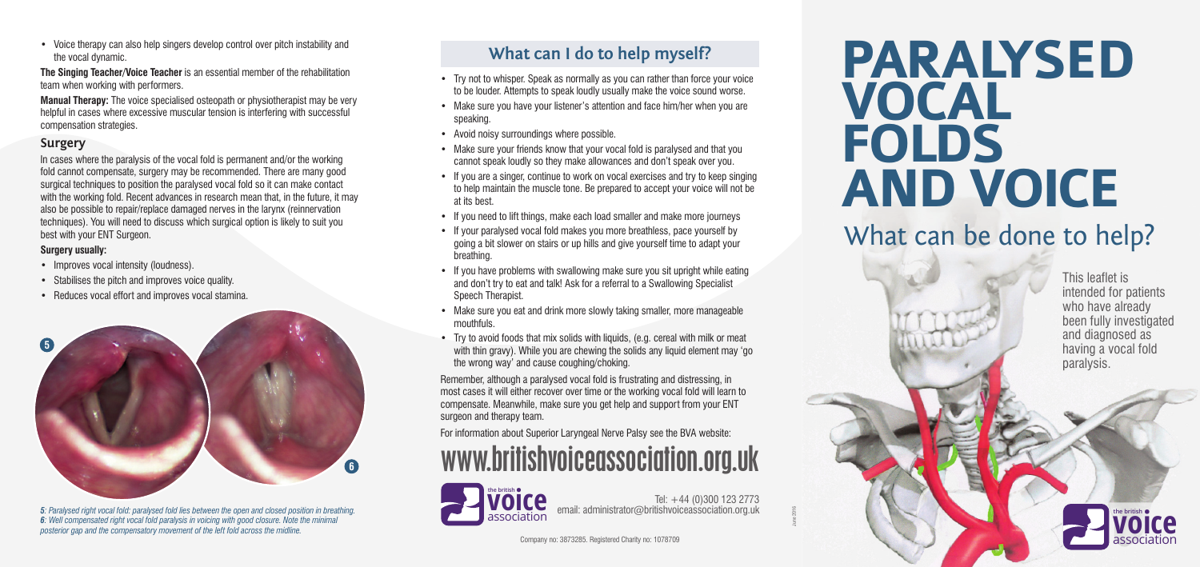- Voice therapy can also help singers develop control over pitch instability and the vocal dynamic.

**The Singing Teacher/Voice Teacher** is an essential member of the rehabilitation team when working with performers.

**Manual Therapy:** The voice specialised osteopath or physiotherapist may be very helpful in cases where excessive muscular tension is interfering with successful compensation strategies.

## Surgery

In cases where the paralysis of the vocal fold is permanent and/or the working fold cannot compensate, surgery may be recommended. There are many good surgical techniques to position the paralysed vocal fold so it can make contact with the working fold. Recent advances in research mean that, in the future, it may also be possible to repair/replace damaged nerves in the larynx (reinnervation techniques). You will need to discuss which surgical option is likely to suit you best with your ENT Surgeon.

**Surgery usually:**

- Improves vocal intensity (loudness).
- Stabilises the pitch and improves voice quality.
- Reduces vocal effort and improves vocal stamina.

*5: Paralysed right vocal fold: paralysed fold lies between the open and closed position in breathing.*
*6: Well compensated right vocal fold paralysis in voicing with good closure. Note the minimal posterior gap and the compensatory movement of the left fold across the midline.*

## What can I do to help myself?

- Try not to whisper. Speak as normally as you can rather than force your voice to be louder. Attempts to speak loudly usually make the voice sound worse.
- Make sure you have your listener's attention and face him/her when you are speaking.
- Avoid noisy surroundings where possible.
- Make sure your friends know that your vocal fold is paralysed and that you cannot speak loudly so they make allowances and don't speak over you.
- If you are a singer, continue to work on vocal exercises and try to keep singing to help maintain the muscle tone. Be prepared to accept your voice will not be at its best.
- If you need to lift things, make each load smaller and make more journeys
- If your paralysed vocal fold makes you more breathless, pace yourself by going a bit slower on stairs or up hills and give yourself time to adapt your breathing.
- If you have problems with swallowing make sure you sit upright while eating and don't try to eat and talk! Ask for a referral to a Swallowing Specialist Speech Therapist.
- Make sure you eat and drink more slowly taking smaller, more manageable mouthfuls.
- Try to avoid foods that mix solids with liquids, (e.g. cereal with milk or meat with thin gravy). While you are chewing the solids any liquid element may 'go the wrong way' and cause coughing/choking.

Remember, although a paralysed vocal fold is frustrating and distressing, in most cases it will either recover over time or the working vocal fold will learn to compensate. Meanwhile, make sure you get help and support from your ENT surgeon and therapy team.

For information about Superior Laryngeal Nerve Palsy see the BVA website:

**www.britishvoiceassociation.org.uk**

the british voice association

Tel: +44 (0)300 123 2773
email: administrator@britishvoiceassociation.org.uk

Company no: 3873285. Registered Charity no: 1078709

June 2016

# PARALYSED VOCAL FOLDS AND VOICE

## What can be done to help?

This leaflet is intended for patients who have already been fully investigated and diagnosed as having a vocal fold paralysis.

the british voice association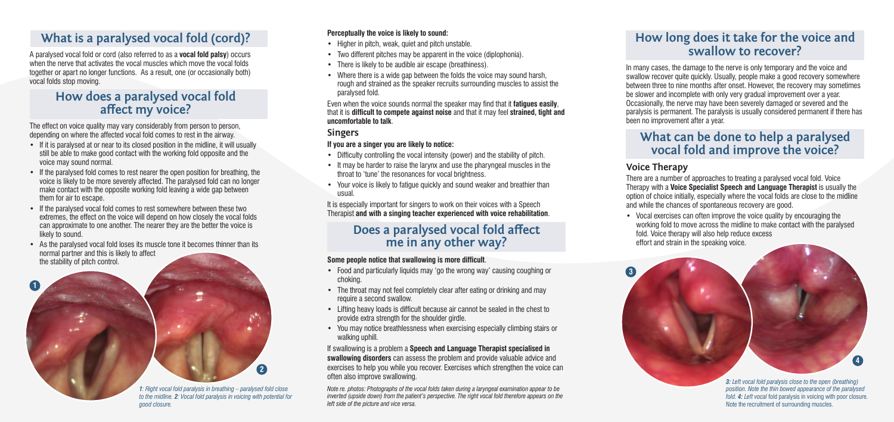## What is a paralysed vocal fold (cord)?

A paralysed vocal fold or cord (also referred to as a **vocal fold palsy**) occurs when the nerve that activates the vocal muscles which move the vocal folds together or apart no longer functions. As a result, one (or occasionally both) vocal folds stop moving.

## How does a paralysed vocal fold affect my voice?

The effect on voice quality may vary considerably from person to person, depending on where the affected vocal fold comes to rest in the airway.

- If it is paralysed at or near to its closed position in the midline, it will usually still be able to make good contact with the working fold opposite and the voice may sound normal.
- If the paralysed fold comes to rest nearer the open position for breathing, the voice is likely to be more severely affected. The paralysed fold can no longer make contact with the opposite working fold leaving a wide gap between them for air to escape.
- If the paralysed vocal fold comes to rest somewhere between these two extremes, the effect on the voice will depend on how closely the vocal folds can approximate to one another. The nearer they are the better the voice is likely to sound.
- As the paralysed vocal fold loses its muscle tone it becomes thinner than its normal partner and this is likely to affect the stability of pitch control.

*1: Right vocal fold paralysis in breathing – paralysed fold close to the midline. 2: Vocal fold paralysis in voicing with potential for good closure.*

**Perceptually the voice is likely to sound:**

- Higher in pitch, weak, quiet and pitch unstable.
- Two different pitches may be apparent in the voice (diplophonia).
- There is likely to be audible air escape (breathiness).
- Where there is a wide gap between the folds the voice may sound harsh, rough and strained as the speaker recruits surrounding muscles to assist the paralysed fold.

Even when the voice sounds normal the speaker may find that it **fatigues easily**, that it is **difficult to compete against noise** and that it may feel **strained, tight and uncomfortable to talk**.

### Singers

**If you are a singer you are likely to notice:**

- Difficulty controlling the vocal intensity (power) and the stability of pitch.
- It may be harder to raise the larynx and use the pharyngeal muscles in the throat to 'tune' the resonances for vocal brightness.
- Your voice is likely to fatigue quickly and sound weaker and breathier than usual.

It is especially important for singers to work on their voices with a Speech Therapist **and with a singing teacher experienced with voice rehabilitation**.

## Does a paralysed vocal fold affect me in any other way?

**Some people notice that swallowing is more difficult**.

- Food and particularly liquids may 'go the wrong way' causing coughing or choking.
- The throat may not feel completely clear after eating or drinking and may require a second swallow.
- Lifting heavy loads is difficult because air cannot be sealed in the chest to provide extra strength for the shoulder girdle.
- You may notice breathlessness when exercising especially climbing stairs or walking uphill.

If swallowing is a problem a **Speech and Language Therapist specialised in swallowing disorders** can assess the problem and provide valuable advice and exercises to help you while you recover. Exercises which strengthen the voice can often also improve swallowing.

*Note re. photos: Photographs of the vocal folds taken during a laryngeal examination appear to be inverted (upside down) from the patient's perspective. The right vocal fold therefore appears on the left side of the picture and vice versa.*

## How long does it take for the voice and swallow to recover?

In many cases, the damage to the nerve is only temporary and the voice and swallow recover quite quickly. Usually, people make a good recovery somewhere between three to nine months after onset. However, the recovery may sometimes be slower and incomplete with only very gradual improvement over a year. Occasionally, the nerve may have been severely damaged or severed and the paralysis is permanent. The paralysis is usually considered permanent if there has been no improvement after a year.

## What can be done to help a paralysed vocal fold and improve the voice?

### Voice Therapy

There are a number of approaches to treating a paralysed vocal fold. Voice Therapy with a **Voice Specialist Speech and Language Therapist** is usually the option of choice initially, especially where the vocal folds are close to the midline and while the chances of spontaneous recovery are good.

- Vocal exercises can often improve the voice quality by encouraging the working fold to move across the midline to make contact with the paralysed fold. Voice therapy will also help reduce excess effort and strain in the speaking voice.

*3: Left vocal fold paralysis close to the open (breathing) position. Note the thin bowed appearance of the paralysed fold. 4: Left vocal fold paralysis in voicing with poor closure. Note the recruitment of surrounding muscles.*